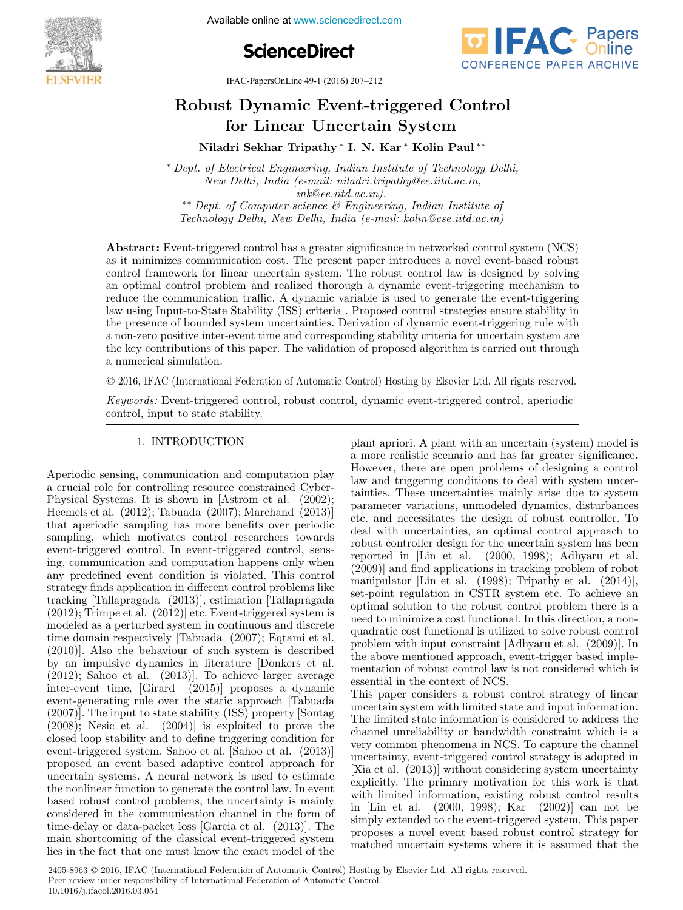# Robust Dynamic Event-triggered Control for Linear Uncertain System

**Niladri Sekhar Tripathy** * **I. N. Kar** * **Kolin Paul** **

\* *Dept. of Electrical Engineering, Indian Institute of Technology Delhi, New Delhi, India (e-mail: niladri.tripathy@ee.iitd.ac.in, ink@ee.iitd.ac.in).*

\** *Dept. of Computer science & Engineering, Indian Institute of Technology Delhi, New Delhi, India (e-mail: kolin@cse.iitd.ac.in)*

**Abstract:** Event-triggered control has a greater significance in networked control system (NCS) as it minimizes communication cost. The present paper introduces a novel event-based robust control framework for linear uncertain system. The robust control law is designed by solving an optimal control problem and realized thorough a dynamic event-triggering mechanism to reduce the communication traffic. A dynamic variable is used to generate the event-triggering law using Input-to-State Stability (ISS) criteria . Proposed control strategies ensure stability in the presence of bounded system uncertainties. Derivation of dynamic event-triggering rule with a non-zero positive inter-event time and corresponding stability criteria for uncertain system are the key contributions of this paper. The validation of proposed algorithm is carried out through a numerical simulation.

© 2016, IFAC (International Federation of Automatic Control) Hosting by Elsevier Ltd. All rights reserved.

*Keywords:* Event-triggered control, robust control, dynamic event-triggered control, aperiodic control, input to state stability.

## 1. INTRODUCTION

Aperiodic sensing, communication and computation play a crucial role for controlling resource constrained Cyber-Physical Systems. It is shown in [Astrom et al. (2002); Heemels et al. (2012); Tabuada (2007); Marchand (2013)] that aperiodic sampling has more benefits over periodic sampling, which motivates control researchers towards event-triggered control. In event-triggered control, sensing, communication and computation happens only when any predefined event condition is violated. This control strategy finds application in different control problems like tracking [Tallapragada (2013)], estimation [Tallapragada (2012); Trimpe et al. (2012)] etc. Event-triggered system is modeled as a perturbed system in continuous and discrete time domain respectively [Tabuada (2007); Eqtami et al. (2010)]. Also the behaviour of such system is described by an impulsive dynamics in literature [Donkers et al. (2012); Sahoo et al. (2013)]. To achieve larger average inter-event time, [Girard (2015)] proposes a dynamic event-generating rule over the static approach [Tabuada (2007)]. The input to state stability (ISS) property [Sontag (2008); Nesic et al. (2004)] is exploited to prove the closed loop stability and to define triggering condition for event-triggered system. Sahoo et al. [Sahoo et al. (2013)] proposed an event based adaptive control approach for uncertain systems. A neural network is used to estimate the nonlinear function to generate the control law. In event based robust control problems, the uncertainty is mainly considered in the communication channel in the form of time-delay or data-packet loss [Garcia et al. (2013)]. The main shortcoming of the classical event-triggered system lies in the fact that one must know the exact model of the plant apriori. A plant with an uncertain (system) model is a more realistic scenario and has far greater significance. However, there are open problems of designing a control law and triggering conditions to deal with system uncertainties. These uncertainties mainly arise due to system parameter variations, unmodeled dynamics, disturbances etc. and necessitates the design of robust controller. To deal with uncertainties, an optimal control approach to robust controller design for the uncertain system has been reported in [Lin et al. (2000, 1998); Adhyaru et al. (2009)] and find applications in tracking problem of robot manipulator [Lin et al. (1998); Tripathy et al. (2014)], set-point regulation in CSTR system etc. To achieve an optimal solution to the robust control problem there is a need to minimize a cost functional. In this direction, a non-quadratic cost functional is utilized to solve robust control problem with input constraint [Adhyaru et al. (2009)]. In the above mentioned approach, event-trigger based implementation of robust control law is not considered which is essential in the context of NCS.

This paper considers a robust control strategy of linear uncertain system with limited state and input information. The limited state information is considered to address the channel unreliability or bandwidth constraint which is a very common phenomena in NCS. To capture the channel uncertainty, event-triggered control strategy is adopted in [Xia et al. (2013)] without considering system uncertainty explicitly. The primary motivation for this work is that with limited information, existing robust control results in [Lin et al. (2000, 1998); Kar (2002)] can not be simply extended to the event-triggered system. This paper proposes a novel event based robust control strategy for matched uncertain systems where it is assumed that the

2405-8963 © 2016, IFAC (International Federation of Automatic Control) Hosting by Elsevier Ltd. All rights reserved.
Peer review under responsibility of International Federation of Automatic Control.
10.1016/j.ifacol.2016.03.054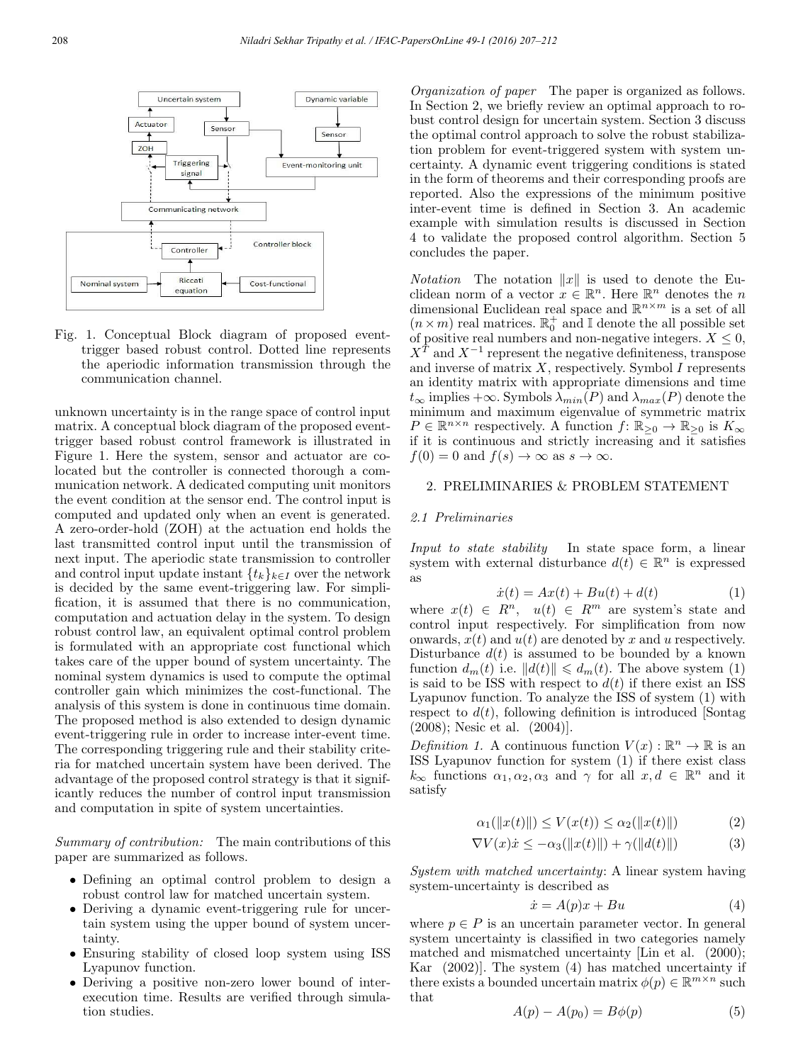Fig. 1. Conceptual Block diagram of proposed event-trigger based robust control. Dotted line represents the aperiodic information transmission through the communication channel.

unknown uncertainty is in the range space of control input matrix. A conceptual block diagram of the proposed event-trigger based robust control framework is illustrated in Figure 1. Here the system, sensor and actuator are co-located but the controller is connected thorough a communication network. A dedicated computing unit monitors the event condition at the sensor end. The control input is computed and updated only when an event is generated. A zero-order-hold (ZOH) at the actuation end holds the last transmitted control input until the transmission of next input. The aperiodic state transmission to controller and control input update instant $\{t_k\}_{k\in I}$ over the network is decided by the same event-triggering law. For simplification, it is assumed that there is no communication, computation and actuation delay in the system. To design robust control law, an equivalent optimal control problem is formulated with an appropriate cost functional which takes care of the upper bound of system uncertainty. The nominal system dynamics is used to compute the optimal controller gain which minimizes the cost-functional. The analysis of this system is done in continuous time domain. The proposed method is also extended to design dynamic event-triggering rule in order to increase inter-event time. The corresponding triggering rule and their stability criteria for matched uncertain system have been derived. The advantage of the proposed control strategy is that it significantly reduces the number of control input transmission and computation in spite of system uncertainties.

*Summary of contribution:* The main contributions of this paper are summarized as follows.

- Defining an optimal control problem to design a robust control law for matched uncertain system.
- Deriving a dynamic event-triggering rule for uncertain system using the upper bound of system uncertainty.
- Ensuring stability of closed loop system using ISS Lyapunov function.
- Deriving a positive non-zero lower bound of inter-execution time. Results are verified through simulation studies.

*Organization of paper* The paper is organized as follows. In Section 2, we briefly review an optimal approach to robust control design for uncertain system. Section 3 discuss the optimal control approach to solve the robust stabilization problem for event-triggered system with system uncertainty. A dynamic event triggering conditions is stated in the form of theorems and their corresponding proofs are reported. Also the expressions of the minimum positive inter-event time is defined in Section 3. An academic example with simulation results is discussed in Section 4 to validate the proposed control algorithm. Section 5 concludes the paper.

*Notation* The notation $\|x\|$ is used to denote the Euclidean norm of a vector $x \in \mathbb{R}^n$. Here $\mathbb{R}^n$ denotes the $n$ dimensional Euclidean real space and $\mathbb{R}^{n\times m}$ is a set of all $(n \times m)$ real matrices. $\mathbb{R}_0^+$ and $\mathbb{I}$ denote the all possible set of positive real numbers and non-negative integers. $X \leq 0$, $X^T$ and $X^{-1}$ represent the negative definiteness, transpose and inverse of matrix $X$, respectively. Symbol $I$ represents an identity matrix with appropriate dimensions and time $t_\infty$ implies $+\infty$. Symbols $\lambda_{min}(P)$ and $\lambda_{max}(P)$ denote the minimum and maximum eigenvalue of symmetric matrix $P \in \mathbb{R}^{n\times n}$ respectively. A function $f$: $\mathbb{R}_{\geq 0} \to \mathbb{R}_{\geq 0}$ is $K_\infty$ if it is continuous and strictly increasing and it satisfies $f(0) = 0$ and $f(s) \to \infty$ as $s \to \infty$.

## 2. PRELIMINARIES & PROBLEM STATEMENT

### 2.1 Preliminaries

*Input to state stability* In state space form, a linear system with external disturbance $d(t) \in \mathbb{R}^n$ is expressed as

$$\dot{x}(t) = Ax(t) + Bu(t) + d(t) \tag{1}$$

where $x(t) \in R^n$, $u(t) \in R^m$ are system's state and control input respectively. For simplification from now onwards, $x(t)$ and $u(t)$ are denoted by $x$ and $u$ respectively. Disturbance $d(t)$ is assumed to be bounded by a known function $d_m(t)$ i.e. $\|d(t)\| \leqslant d_m(t)$. The above system (1) is said to be ISS with respect to $d(t)$ if there exist an ISS Lyapunov function. To analyze the ISS of system (1) with respect to $d(t)$, following definition is introduced [Sontag (2008); Nesic et al. (2004)].

*Definition 1.* A continuous function $V(x) : \mathbb{R}^n \to \mathbb{R}$ is an ISS Lyapunov function for system (1) if there exist class $k_\infty$ functions $\alpha_1, \alpha_2, \alpha_3$ and $\gamma$ for all $x, d \in \mathbb{R}^n$ and it satisfy

$$\alpha_1(\|x(t)\|) \leq V(x(t)) \leq \alpha_2(\|x(t)\|) \tag{2}$$

$$\nabla V(x)\dot{x} \leq -\alpha_3(\|x(t)\|) + \gamma(\|d(t)\|) \tag{3}$$

*System with matched uncertainty*: A linear system having system-uncertainty is described as

$$\dot{x} = A(p)x + Bu \tag{4}$$

where $p \in P$ is an uncertain parameter vector. In general system uncertainty is classified in two categories namely matched and mismatched uncertainty [Lin et al. (2000); Kar (2002)]. The system (4) has matched uncertainty if there exists a bounded uncertain matrix $\phi(p) \in \mathbb{R}^{m\times n}$ such that

$$A(p) - A(p_0) = B\phi(p) \tag{5}$$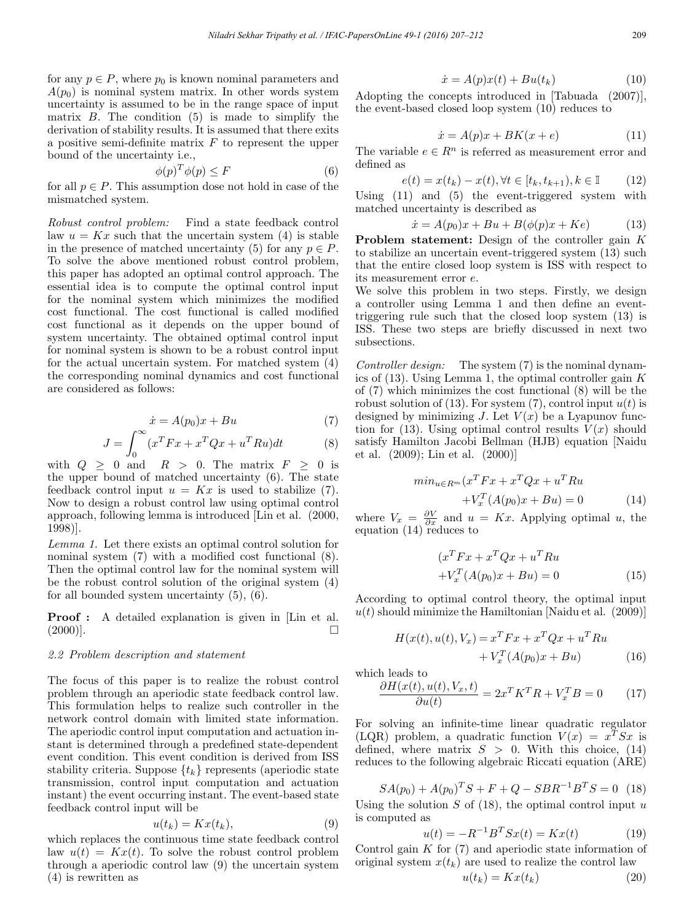for any $p \in P$, where $p_0$ is known nominal parameters and $A(p_0)$ is nominal system matrix. In other words system uncertainty is assumed to be in the range space of input matrix $B$. The condition (5) is made to simplify the derivation of stability results. It is assumed that there exits a positive semi-definite matrix $F$ to represent the upper bound of the uncertainty i.e.,

$$\phi(p)^T \phi(p) \leq F \tag{6}$$

for all $p \in P$. This assumption dose not hold in case of the mismatched system.

*Robust control problem:* Find a state feedback control law $u = Kx$ such that the uncertain system (4) is stable in the presence of matched uncertainty (5) for any $p \in P$. To solve the above mentioned robust control problem, this paper has adopted an optimal control approach. The essential idea is to compute the optimal control input for the nominal system which minimizes the modified cost functional. The cost functional is called modified cost functional as it depends on the upper bound of system uncertainty. The obtained optimal control input for nominal system is shown to be a robust control input for the actual uncertain system. For matched system (4) the corresponding nominal dynamics and cost functional are considered as follows:

$$\dot{x} = A(p_0)x + Bu \tag{7}$$

$$J = \int_0^\infty (x^T F x + x^T Q x + u^T R u) dt \tag{8}$$

with $Q \geq 0$ and $R > 0$. The matrix $F \geq 0$ is the upper bound of matched uncertainty (6). The state feedback control input $u = Kx$ is used to stabilize (7). Now to design a robust control law using optimal control approach, following lemma is introduced [Lin et al. (2000, 1998)].

*Lemma 1.* Let there exists an optimal control solution for nominal system (7) with a modified cost functional (8). Then the optimal control law for the nominal system will be the robust control solution of the original system (4) for all bounded system uncertainty (5), (6).

**Proof :** A detailed explanation is given in [Lin et al. (2000)]. □

### 2.2 Problem description and statement

The focus of this paper is to realize the robust control problem through an aperiodic state feedback control law. This formulation helps to realize such controller in the network control domain with limited state information. The aperiodic control input computation and actuation instant is determined through a predefined state-dependent event condition. This event condition is derived from ISS stability criteria. Suppose $\{t_k\}$ represents (aperiodic state transmission, control input computation and actuation instant) the event occurring instant. The event-based state feedback control input will be

$$u(t_k) = Kx(t_k), \tag{9}$$

which replaces the continuous time state feedback control law $u(t) = Kx(t)$. To solve the robust control problem through a aperiodic control law (9) the uncertain system (4) is rewritten as

$$\dot{x} = A(p)x(t) + Bu(t_k) \tag{10}$$

Adopting the concepts introduced in [Tabuada (2007)], the event-based closed loop system (10) reduces to

$$\dot{x} = A(p)x + BK(x + e) \tag{11}$$

The variable $e \in R^n$ is referred as measurement error and defined as

$$e(t) = x(t_k) - x(t), \forall t \in [t_k, t_{k+1}), k \in \mathbb{I} \tag{12}$$

Using (11) and (5) the event-triggered system with matched uncertainty is described as

$$\dot{x} = A(p_0)x + Bu + B(\phi(p)x + Ke) \tag{13}$$

**Problem statement:** Design of the controller gain $K$ to stabilize an uncertain event-triggered system (13) such that the entire closed loop system is ISS with respect to its measurement error $e$.

We solve this problem in two steps. Firstly, we design a controller using Lemma 1 and then define an event-triggering rule such that the closed loop system (13) is ISS. These two steps are briefly discussed in next two subsections.

*Controller design:* The system (7) is the nominal dynamics of (13). Using Lemma 1, the optimal controller gain $K$ of (7) which minimizes the cost functional (8) will be the robust solution of (13). For system (7), control input $u(t)$ is designed by minimizing $J$. Let $V(x)$ be a Lyapunov function for (13). Using optimal control results $V(x)$ should satisfy Hamilton Jacobi Bellman (HJB) equation [Naidu et al. (2009); Lin et al. (2000)]

$$\begin{aligned} min_{u \in R^m}(x^T F x + x^T Q x + u^T R u \\ + V_x^T (A(p_0)x + Bu) = 0 \end{aligned} \tag{14}$$

where $V_x = \frac{\partial V}{\partial x}$ and $u = Kx$. Applying optimal $u$, the equation (14) reduces to

$$\begin{aligned} (x^T F x + x^T Q x + u^T R u \\ + V_x^T (A(p_0)x + Bu) = 0 \end{aligned} \tag{15}$$

According to optimal control theory, the optimal input $u(t)$ should minimize the Hamiltonian [Naidu et al. (2009)]

$$\begin{aligned} H(x(t), u(t), V_x) = x^T F x + x^T Q x + u^T R u \\ + V_x^T (A(p_0)x + Bu) \end{aligned} \tag{16}$$

which leads to

$$\frac{\partial H(x(t), u(t), V_x, t)}{\partial u(t)} = 2x^T K^T R + V_x^T B = 0 \tag{17}$$

For solving an infinite-time linear quadratic regulator (LQR) problem, a quadratic function $V(x) = x^T S x$ is defined, where matrix $S > 0$. With this choice, (14) reduces to the following algebraic Riccati equation (ARE)

$$SA(p_0) + A(p_0)^T S + F + Q - SBR^{-1}B^T S = 0 \tag{18}$$

Using the solution $S$ of (18), the optimal control input $u$ is computed as

$$u(t) = -R^{-1}B^T S x(t) = Kx(t) \tag{19}$$

Control gain $K$ for (7) and aperiodic state information of original system $x(t_k)$ are used to realize the control law

$$u(t_k) = Kx(t_k) \tag{20}$$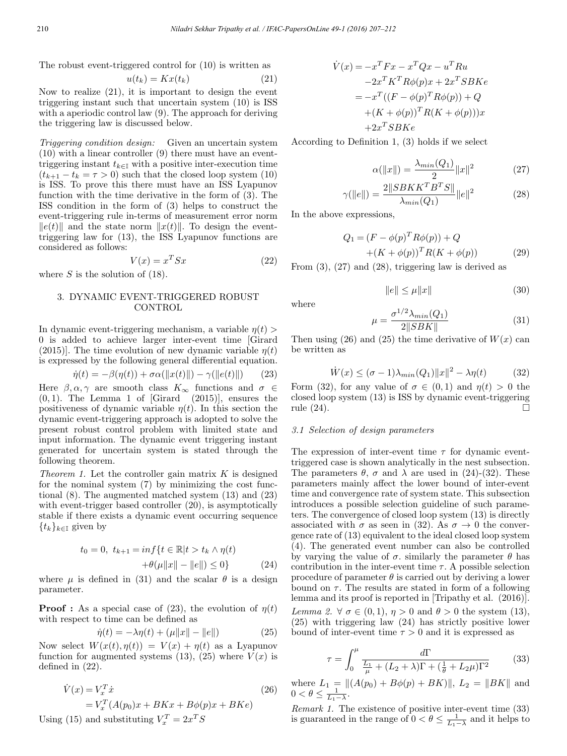The robust event-triggered control for (10) is written as

$$u(t_k) = Kx(t_k) \tag{21}$$

Now to realize (21), it is important to design the event triggering instant such that uncertain system (10) is ISS with a aperiodic control law (9). The approach for deriving the triggering law is discussed below.

*Triggering condition design:* Given an uncertain system (10) with a linear controller (9) there must have an event-triggering instant $t_{k\in\mathbb{I}}$ with a positive inter-execution time $(t_{k+1} - t_k = \tau > 0)$ such that the closed loop system (10) is ISS. To prove this there must have an ISS Lyapunov function with the time derivative in the form of (3). The ISS condition in the form of (3) helps to construct the event-triggering rule in-terms of measurement error norm $\|e(t)\|$ and the state norm $\|x(t)\|$. To design the event-triggering law for (13), the ISS Lyapunov functions are considered as follows:

$$V(x) = x^T Sx \tag{22}$$

where $S$ is the solution of (18).

## 3. DYNAMIC EVENT-TRIGGERED ROBUST CONTROL

In dynamic event-triggering mechanism, a variable $\eta(t) > 0$ is added to achieve larger inter-event time [Girard (2015)]. The time evolution of new dynamic variable $\eta(t)$ is expressed by the following general differential equation.

$$\dot{\eta}(t) = -\beta(\eta(t)) + \sigma\alpha(\|x(t)\|) - \gamma(\|e(t)\|) \tag{23}$$

Here $\beta, \alpha, \gamma$ are smooth class $K_\infty$ functions and $\sigma \in (0, 1)$. The Lemma 1 of [Girard (2015)], ensures the positiveness of dynamic variable $\eta(t)$. In this section the dynamic event-triggering approach is adopted to solve the present robust control problem with limited state and input information. The dynamic event triggering instant generated for uncertain system is stated through the following theorem.

*Theorem 1.* Let the controller gain matrix $K$ is designed for the nominal system (7) by minimizing the cost functional (8). The augmented matched system (13) and (23) with event-trigger based controller (20), is asymptotically stable if there exists a dynamic event occurring sequence $\{t_k\}_{k\in\mathbb{I}}$ given by

$$t_0 = 0, \; t_{k+1} = inf\{t \in \mathbb{R}|t > t_k \wedge \eta(t) + \theta(\mu\|x\| - \|e\|) \leq 0\} \tag{24}$$

where $\mu$ is defined in (31) and the scalar $\theta$ is a design parameter.

**Proof :** As a special case of (23), the evolution of $\eta(t)$ with respect to time can be defined as

$$\dot{\eta}(t) = -\lambda\eta(t) + (\mu\|x\| - \|e\|) \tag{25}$$

Now select $W(x(t), \eta(t)) = V(x) + \eta(t)$ as a Lyapunov function for augmented systems (13), (25) where $V(x)$ is defined in (22).

$$\begin{aligned}\dot{V}(x) &= V_x^T\dot{x} \\ &= V_x^T(A(p_0)x + BKx + B\phi(p)x + BKe)\end{aligned} \tag{26}$$

Using (15) and substituting $V_x^T = 2x^T S$

$$\begin{aligned}\dot{V}(x) &= -x^T Fx - x^T Qx - u^T Ru \\ &\quad -2x^T K^T R\phi(p)x + 2x^T SBKe \\ &= -x^T((F - \phi(p)^T R\phi(p)) + Q \\ &\quad +(K + \phi(p))^T R(K + \phi(p)))x \\ &\quad +2x^T SBKe\end{aligned}$$

According to Definition 1, (3) holds if we select

$$\alpha(\|x\|) = \frac{\lambda_{min}(Q_1)}{2}\|x\|^2 \tag{27}$$

$$\gamma(\|e\|) = \frac{2\|SBKK^T B^T S\|}{\lambda_{min}(Q_1)}\|e\|^2 \tag{28}$$

In the above expressions,

$$\begin{aligned}Q_1 &= (F - \phi(p)^T R\phi(p)) + Q \\ &\quad +(K + \phi(p))^T R(K + \phi(p))\end{aligned} \tag{29}$$

From (3), (27) and (28), triggering law is derived as

$$\|e\| \leq \mu\|x\| \tag{30}$$

where

$$\mu = \frac{\sigma^{1/2}\lambda_{min}(Q_1)}{2\|SBK\|} \tag{31}$$

Then using (26) and (25) the time derivative of $W(x)$ can be written as

$$\dot{W}(x) \leq (\sigma - 1)\lambda_{min}(Q_1)\|x\|^2 - \lambda\eta(t) \tag{32}$$

Form (32), for any value of $\sigma \in (0, 1)$ and $\eta(t) > 0$ the closed loop system (13) is ISS by dynamic event-triggering rule (24). □

### 3.1 Selection of design parameters

The expression of inter-event time $\tau$ for dynamic event-triggered case is shown analytically in the nest subsection. The parameters $\theta$, $\sigma$ and $\lambda$ are used in (24)-(32). These parameters mainly affect the lower bound of inter-event time and convergence rate of system state. This subsection introduces a possible selection guideline of such parameters. The convergence of closed loop system (13) is directly associated with $\sigma$ as seen in (32). As $\sigma \to 0$ the convergence rate of (13) equivalent to the ideal closed loop system (4). The generated event number can also be controlled by varying the value of $\sigma$. similarly the parameter $\theta$ has contribution in the inter-event time $\tau$. A possible selection procedure of parameter $\theta$ is carried out by deriving a lower bound on $\tau$. The results are stated in form of a following lemma and its proof is reported in [Tripathy et al. (2016)].

*Lemma 2.* $\forall\ \sigma \in (0, 1)$, $\eta > 0$ and $\theta > 0$ the system (13), (25) with triggering law (24) has strictly positive lower bound of inter-event time $\tau > 0$ and it is expressed as

$$\tau = \int_0^\mu \frac{d\Gamma}{\frac{L_1}{\mu} + (L_2 + \lambda)\Gamma + (\frac{1}{\theta} + L_2\mu)\Gamma^2} \tag{33}$$

where $L_1 = \|(A(p_0) + B\phi(p) + BK)\|$, $L_2 = \|BK\|$ and $0 < \theta \leq \frac{1}{L_1 - \lambda}$.

*Remark 1.* The existence of positive inter-event time (33) is guaranteed in the range of $0 < \theta \leq \frac{1}{L_1 - \lambda}$ and it helps to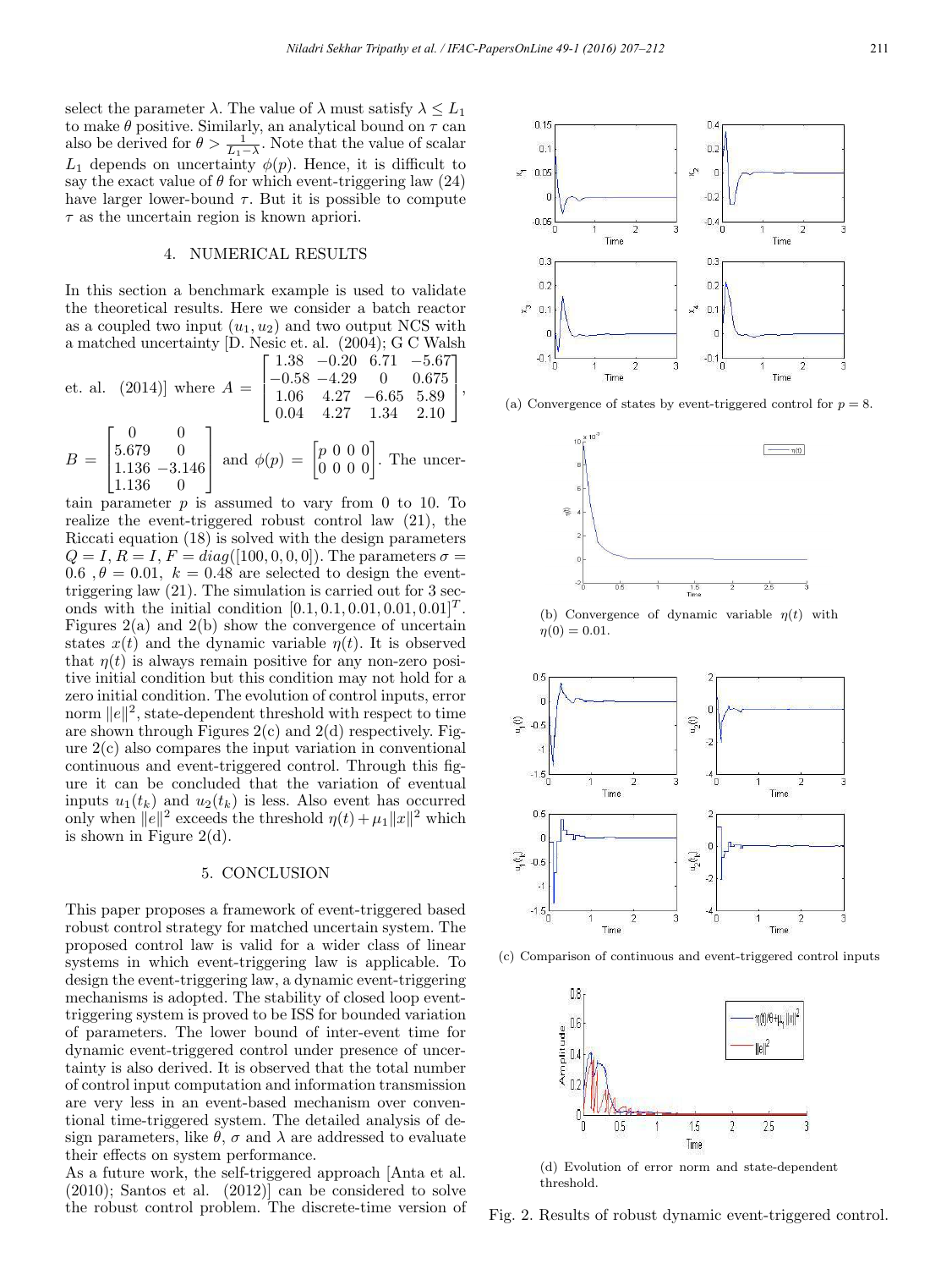select the parameter $\lambda$. The value of $\lambda$ must satisfy $\lambda \leq L_1$ to make $\theta$ positive. Similarly, an analytical bound on $\tau$ can also be derived for $\theta > \frac{1}{L_1 - \lambda}$. Note that the value of scalar $L_1$ depends on uncertainty $\phi(p)$. Hence, it is difficult to say the exact value of $\theta$ for which event-triggering law (24) have larger lower-bound $\tau$. But it is possible to compute $\tau$ as the uncertain region is known apriori.

## 4. NUMERICAL RESULTS

In this section a benchmark example is used to validate the theoretical results. Here we consider a batch reactor as a coupled two input $(u_1, u_2)$ and two output NCS with a matched uncertainty [D. Nesic et. al. (2004); G C Walsh et. al. (2014)] where $A = \begin{bmatrix} 1.38 & -0.20 & 6.71 & -5.67 \\ -0.58 & -4.29 & 0 & 0.675 \\ 1.06 & 4.27 & -6.65 & 5.89 \\ 0.04 & 4.27 & 1.34 & 2.10 \end{bmatrix}$, $B = \begin{bmatrix} 0 & 0 \\ 5.679 & 0 \\ 1.136 & -3.146 \\ 1.136 & 0 \end{bmatrix}$ and $\phi(p) = \begin{bmatrix} p & 0 & 0 & 0 \\ 0 & 0 & 0 & 0 \end{bmatrix}$. The uncertain parameter $p$ is assumed to vary from 0 to 10. To realize the event-triggered robust control law (21), the Riccati equation (18) is solved with the design parameters $Q = I$, $R = I$, $F = diag([100, 0, 0, 0])$. The parameters $\sigma = 0.6$ , $\theta = 0.01$, $k = 0.48$ are selected to design the event-triggering law (21). The simulation is carried out for 3 seconds with the initial condition $[0.1, 0.1, 0.01, 0.01, 0.01]^T$. Figures 2(a) and 2(b) show the convergence of uncertain states $x(t)$ and the dynamic variable $\eta(t)$. It is observed that $\eta(t)$ is always remain positive for any non-zero positive initial condition but this condition may not hold for a zero initial condition. The evolution of control inputs, error norm $\|e\|^2$, state-dependent threshold with respect to time are shown through Figures 2(c) and 2(d) respectively. Figure 2(c) also compares the input variation in conventional continuous and event-triggered control. Through this figure it can be concluded that the variation of eventual inputs $u_1(t_k)$ and $u_2(t_k)$ is less. Also event has occurred only when $\|e\|^2$ exceeds the threshold $\eta(t) + \mu_1 \|x\|^2$ which is shown in Figure 2(d).

## 5. CONCLUSION

This paper proposes a framework of event-triggered based robust control strategy for matched uncertain system. The proposed control law is valid for a wider class of linear systems in which event-triggering law is applicable. To design the event-triggering law, a dynamic event-triggering mechanisms is adopted. The stability of closed loop event-triggering system is proved to be ISS for bounded variation of parameters. The lower bound of inter-event time for dynamic event-triggered control under presence of uncertainty is also derived. It is observed that the total number of control input computation and information transmission are very less in an event-based mechanism over conventional time-triggered system. The detailed analysis of design parameters, like $\theta$, $\sigma$ and $\lambda$ are addressed to evaluate their effects on system performance.

As a future work, the self-triggered approach [Anta et al. (2010); Santos et al. (2012)] can be considered to solve the robust control problem. The discrete-time version of

(a) Convergence of states by event-triggered control for $p = 8$.

(b) Convergence of dynamic variable $\eta(t)$ with $\eta(0) = 0.01$.

(c) Comparison of continuous and event-triggered control inputs

(d) Evolution of error norm and state-dependent threshold.

Fig. 2. Results of robust dynamic event-triggered control.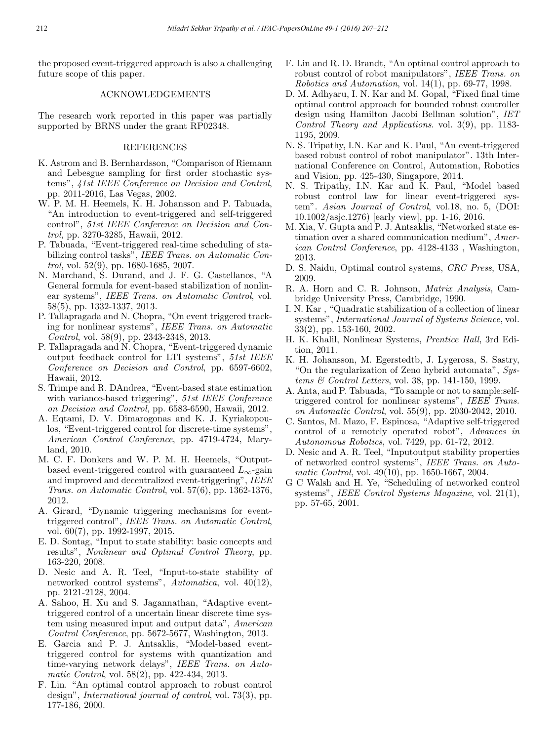the proposed event-triggered approach is also a challenging future scope of this paper.

## ACKNOWLEDGEMENTS

The research work reported in this paper was partially supported by BRNS under the grant RP02348.

## REFERENCES

- K. Astrom and B. Bernhardsson, "Comparison of Riemann and Lebesgue sampling for first order stochastic systems", *41st IEEE Conference on Decision and Control*, pp. 2011-2016, Las Vegas, 2002.
- W. P. M. H. Heemels, K. H. Johansson and P. Tabuada, "An introduction to event-triggered and self-triggered control", *51st IEEE Conference on Decision and Control*, pp. 3270-3285, Hawaii, 2012.
- P. Tabuada, "Event-triggered real-time scheduling of stabilizing control tasks", *IEEE Trans. on Automatic Control*, vol. 52(9), pp. 1680-1685, 2007.
- N. Marchand, S. Durand, and J. F. G. Castellanos, "A General formula for event-based stabilization of nonlinear systems", *IEEE Trans. on Automatic Control*, vol. 58(5), pp. 1332-1337, 2013.
- P. Tallapragada and N. Chopra, "On event triggered tracking for nonlinear systems", *IEEE Trans. on Automatic Control*, vol. 58(9), pp. 2343-2348, 2013.
- P. Tallapragada and N. Chopra, "Event-triggered dynamic output feedback control for LTI systems", *51st IEEE Conference on Decision and Control*, pp. 6597-6602, Hawaii, 2012.
- S. Trimpe and R. DAndrea, "Event-based state estimation with variance-based triggering", *51st IEEE Conference on Decision and Control*, pp. 6583-6590, Hawaii, 2012.
- A. Eqtami, D. V. Dimarogonas and K. J. Kyriakopoulos, "Event-triggered control for discrete-time systems", *American Control Conference*, pp. 4719-4724, Maryland, 2010.
- M. C. F. Donkers and W. P. M. H. Heemels, "Output-based event-triggered control with guaranteed $L_\infty$-gain and improved and decentralized event-triggering", *IEEE Trans. on Automatic Control*, vol. 57(6), pp. 1362-1376, 2012.
- A. Girard, "Dynamic triggering mechanisms for event-triggered control", *IEEE Trans. on Automatic Control*, vol. 60(7), pp. 1992-1997, 2015.
- E. D. Sontag, "Input to state stability: basic concepts and results", *Nonlinear and Optimal Control Theory*, pp. 163-220, 2008.
- D. Nesic and A. R. Teel, "Input-to-state stability of networked control systems", *Automatica*, vol. 40(12), pp. 2121-2128, 2004.
- A. Sahoo, H. Xu and S. Jagannathan, "Adaptive event-triggered control of a uncertain linear discrete time system using measured input and output data", *American Control Conference*, pp. 5672-5677, Washington, 2013.
- E. Garcia and P. J. Antsaklis, "Model-based event-triggered control for systems with quantization and time-varying network delays", *IEEE Trans. on Automatic Control*, vol. 58(2), pp. 422-434, 2013.
- F. Lin. "An optimal control approach to robust control design", *International journal of control*, vol. 73(3), pp. 177-186, 2000.
- F. Lin and R. D. Brandt, "An optimal control approach to robust control of robot manipulators", *IEEE Trans. on Robotics and Automation*, vol. 14(1), pp. 69-77, 1998.
- D. M. Adhyaru, I. N. Kar and M. Gopal, "Fixed final time optimal control approach for bounded robust controller design using Hamilton Jacobi Bellman solution", *IET Control Theory and Applications*. vol. 3(9), pp. 1183-1195, 2009.
- N. S. Tripathy, I.N. Kar and K. Paul, "An event-triggered based robust control of robot manipulator". 13th International Conference on Control, Automation, Robotics and Vision, pp. 425-430, Singapore, 2014.
- N. S. Tripathy, I.N. Kar and K. Paul, "Model based robust control law for linear event-triggered system". *Asian Journal of Control*, vol.18, no. 5, (DOI: 10.1002/asjc.1276) [early view], pp. 1-16, 2016.
- M. Xia, V. Gupta and P. J. Antsaklis, "Networked state estimation over a shared communication medium", *American Control Conference*, pp. 4128-4133 , Washington, 2013.
- D. S. Naidu, Optimal control systems, *CRC Press*, USA, 2009.
- R. A. Horn and C. R. Johnson, *Matrix Analysis*, Cambridge University Press, Cambridge, 1990.
- I. N. Kar , "Quadratic stabilization of a collection of linear systems", *International Journal of Systems Science*, vol. 33(2), pp. 153-160, 2002.
- H. K. Khalil, Nonlinear Systems, *Prentice Hall*, 3rd Edition, 2011.
- K. H. Johansson, M. Egerstedtb, J. Lygerosa, S. Sastry, "On the regularization of Zeno hybrid automata", *Systems & Control Letters*, vol. 38, pp. 141-150, 1999.
- A. Anta, and P. Tabuada, "To sample or not to sample:self-triggered control for nonlinear systems", *IEEE Trans. on Automatic Control*, vol. 55(9), pp. 2030-2042, 2010.
- C. Santos, M. Mazo, F. Espinosa, "Adaptive self-triggered control of a remotely operated robot", *Advances in Autonomous Robotics*, vol. 7429, pp. 61-72, 2012.
- D. Nesic and A. R. Teel, "Inputoutput stability properties of networked control systems", *IEEE Trans. on Automatic Control*, vol. 49(10), pp. 1650-1667, 2004.
- G C Walsh and H. Ye, "Scheduling of networked control systems", *IEEE Control Systems Magazine*, vol. 21(1), pp. 57-65, 2001.